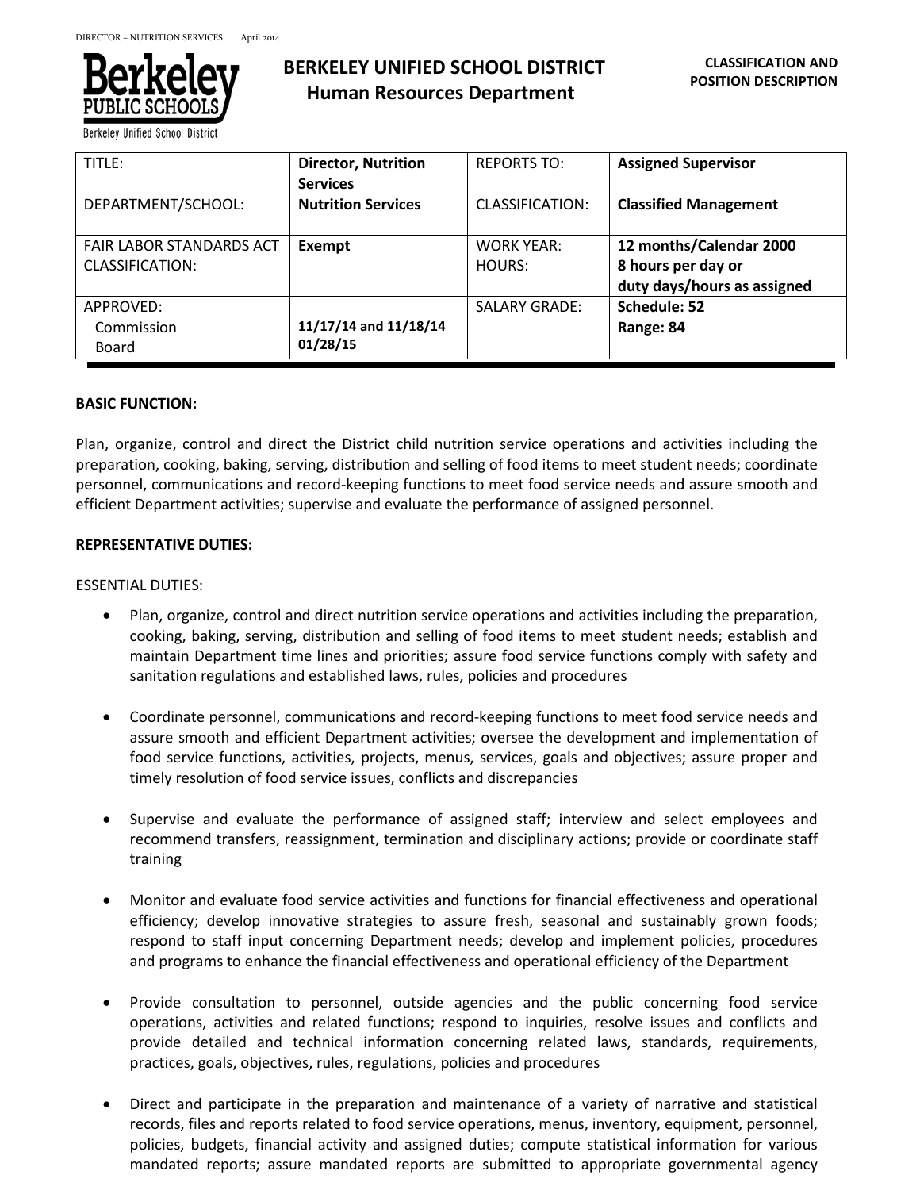# BERKELEY UNIFIED SCHOOL DISTRICT
## Human Resources Department

**CLASSIFICATION AND POSITION DESCRIPTION**

| TITLE: | **Director, Nutrition Services** | REPORTS TO: | **Assigned Supervisor** |
|---|---|---|---|
| DEPARTMENT/SCHOOL: | **Nutrition Services** | CLASSIFICATION: | **Classified Management** |
| FAIR LABOR STANDARDS ACT CLASSIFICATION: | **Exempt** | WORK YEAR: HOURS: | **12 months/Calendar 2000 8 hours per day or duty days/hours as assigned** |
| APPROVED: Commission Board | **11/17/14 and 11/18/14 01/28/15** | SALARY GRADE: | **Schedule: 52 Range: 84** |

**BASIC FUNCTION:**

Plan, organize, control and direct the District child nutrition service operations and activities including the preparation, cooking, baking, serving, distribution and selling of food items to meet student needs; coordinate personnel, communications and record-keeping functions to meet food service needs and assure smooth and efficient Department activities; supervise and evaluate the performance of assigned personnel.

**REPRESENTATIVE DUTIES:**

ESSENTIAL DUTIES:

- Plan, organize, control and direct nutrition service operations and activities including the preparation, cooking, baking, serving, distribution and selling of food items to meet student needs; establish and maintain Department time lines and priorities; assure food service functions comply with safety and sanitation regulations and established laws, rules, policies and procedures

- Coordinate personnel, communications and record-keeping functions to meet food service needs and assure smooth and efficient Department activities; oversee the development and implementation of food service functions, activities, projects, menus, services, goals and objectives; assure proper and timely resolution of food service issues, conflicts and discrepancies

- Supervise and evaluate the performance of assigned staff; interview and select employees and recommend transfers, reassignment, termination and disciplinary actions; provide or coordinate staff training

- Monitor and evaluate food service activities and functions for financial effectiveness and operational efficiency; develop innovative strategies to assure fresh, seasonal and sustainably grown foods; respond to staff input concerning Department needs; develop and implement policies, procedures and programs to enhance the financial effectiveness and operational efficiency of the Department

- Provide consultation to personnel, outside agencies and the public concerning food service operations, activities and related functions; respond to inquiries, resolve issues and conflicts and provide detailed and technical information concerning related laws, standards, requirements, practices, goals, objectives, rules, regulations, policies and procedures

- Direct and participate in the preparation and maintenance of a variety of narrative and statistical records, files and reports related to food service operations, menus, inventory, equipment, personnel, policies, budgets, financial activity and assigned duties; compute statistical information for various mandated reports; assure mandated reports are submitted to appropriate governmental agency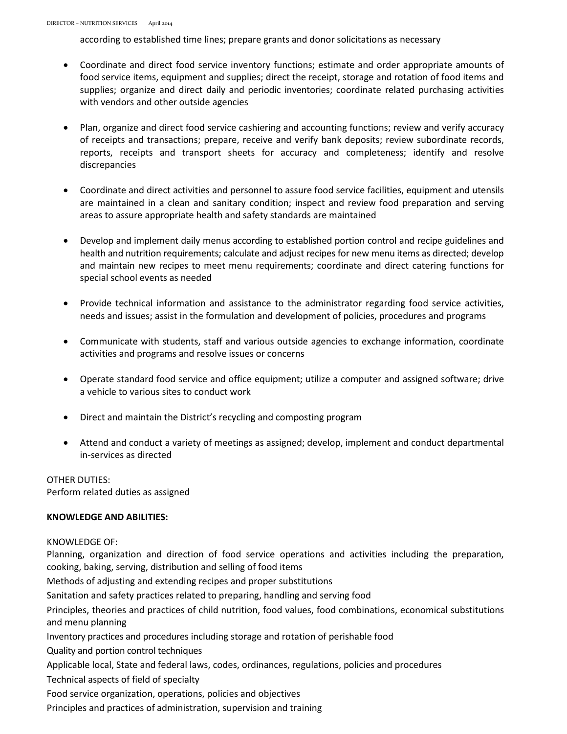according to established time lines; prepare grants and donor solicitations as necessary

- Coordinate and direct food service inventory functions; estimate and order appropriate amounts of food service items, equipment and supplies; direct the receipt, storage and rotation of food items and supplies; organize and direct daily and periodic inventories; coordinate related purchasing activities with vendors and other outside agencies

- Plan, organize and direct food service cashiering and accounting functions; review and verify accuracy of receipts and transactions; prepare, receive and verify bank deposits; review subordinate records, reports, receipts and transport sheets for accuracy and completeness; identify and resolve discrepancies

- Coordinate and direct activities and personnel to assure food service facilities, equipment and utensils are maintained in a clean and sanitary condition; inspect and review food preparation and serving areas to assure appropriate health and safety standards are maintained

- Develop and implement daily menus according to established portion control and recipe guidelines and health and nutrition requirements; calculate and adjust recipes for new menu items as directed; develop and maintain new recipes to meet menu requirements; coordinate and direct catering functions for special school events as needed

- Provide technical information and assistance to the administrator regarding food service activities, needs and issues; assist in the formulation and development of policies, procedures and programs

- Communicate with students, staff and various outside agencies to exchange information, coordinate activities and programs and resolve issues or concerns

- Operate standard food service and office equipment; utilize a computer and assigned software; drive a vehicle to various sites to conduct work

- Direct and maintain the District's recycling and composting program

- Attend and conduct a variety of meetings as assigned; develop, implement and conduct departmental in-services as directed

OTHER DUTIES:
Perform related duties as assigned

**KNOWLEDGE AND ABILITIES:**

KNOWLEDGE OF:
Planning, organization and direction of food service operations and activities including the preparation, cooking, baking, serving, distribution and selling of food items
Methods of adjusting and extending recipes and proper substitutions
Sanitation and safety practices related to preparing, handling and serving food
Principles, theories and practices of child nutrition, food values, food combinations, economical substitutions and menu planning
Inventory practices and procedures including storage and rotation of perishable food
Quality and portion control techniques
Applicable local, State and federal laws, codes, ordinances, regulations, policies and procedures
Technical aspects of field of specialty
Food service organization, operations, policies and objectives
Principles and practices of administration, supervision and training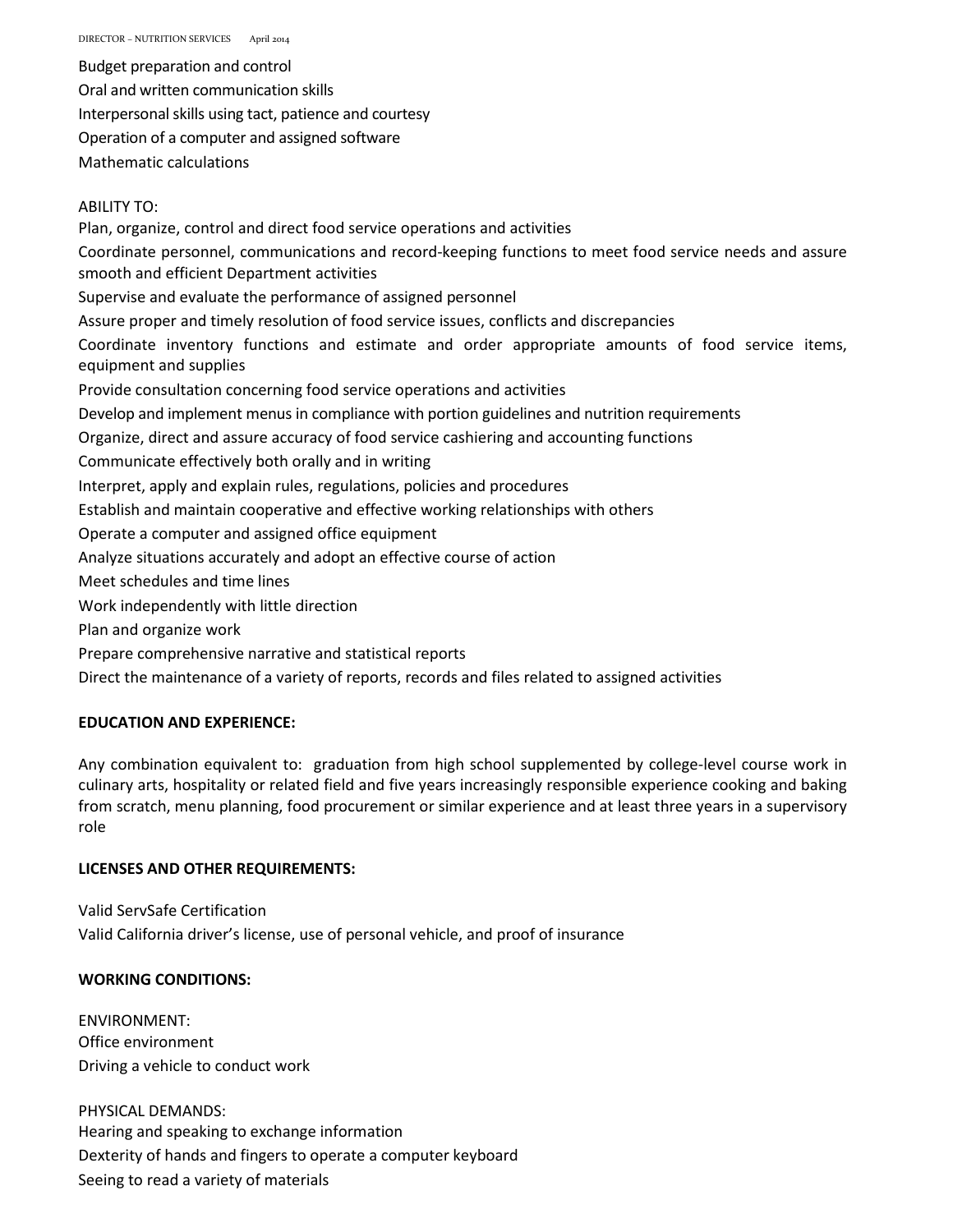Budget preparation and control
Oral and written communication skills
Interpersonal skills using tact, patience and courtesy
Operation of a computer and assigned software
Mathematic calculations

ABILITY TO:
Plan, organize, control and direct food service operations and activities
Coordinate personnel, communications and record-keeping functions to meet food service needs and assure smooth and efficient Department activities
Supervise and evaluate the performance of assigned personnel
Assure proper and timely resolution of food service issues, conflicts and discrepancies
Coordinate inventory functions and estimate and order appropriate amounts of food service items, equipment and supplies
Provide consultation concerning food service operations and activities
Develop and implement menus in compliance with portion guidelines and nutrition requirements
Organize, direct and assure accuracy of food service cashiering and accounting functions
Communicate effectively both orally and in writing
Interpret, apply and explain rules, regulations, policies and procedures
Establish and maintain cooperative and effective working relationships with others
Operate a computer and assigned office equipment
Analyze situations accurately and adopt an effective course of action
Meet schedules and time lines
Work independently with little direction
Plan and organize work
Prepare comprehensive narrative and statistical reports
Direct the maintenance of a variety of reports, records and files related to assigned activities

**EDUCATION AND EXPERIENCE:**

Any combination equivalent to: graduation from high school supplemented by college-level course work in culinary arts, hospitality or related field and five years increasingly responsible experience cooking and baking from scratch, menu planning, food procurement or similar experience and at least three years in a supervisory role

**LICENSES AND OTHER REQUIREMENTS:**

Valid ServSafe Certification
Valid California driver's license, use of personal vehicle, and proof of insurance

**WORKING CONDITIONS:**

ENVIRONMENT:
Office environment
Driving a vehicle to conduct work

PHYSICAL DEMANDS:
Hearing and speaking to exchange information
Dexterity of hands and fingers to operate a computer keyboard
Seeing to read a variety of materials